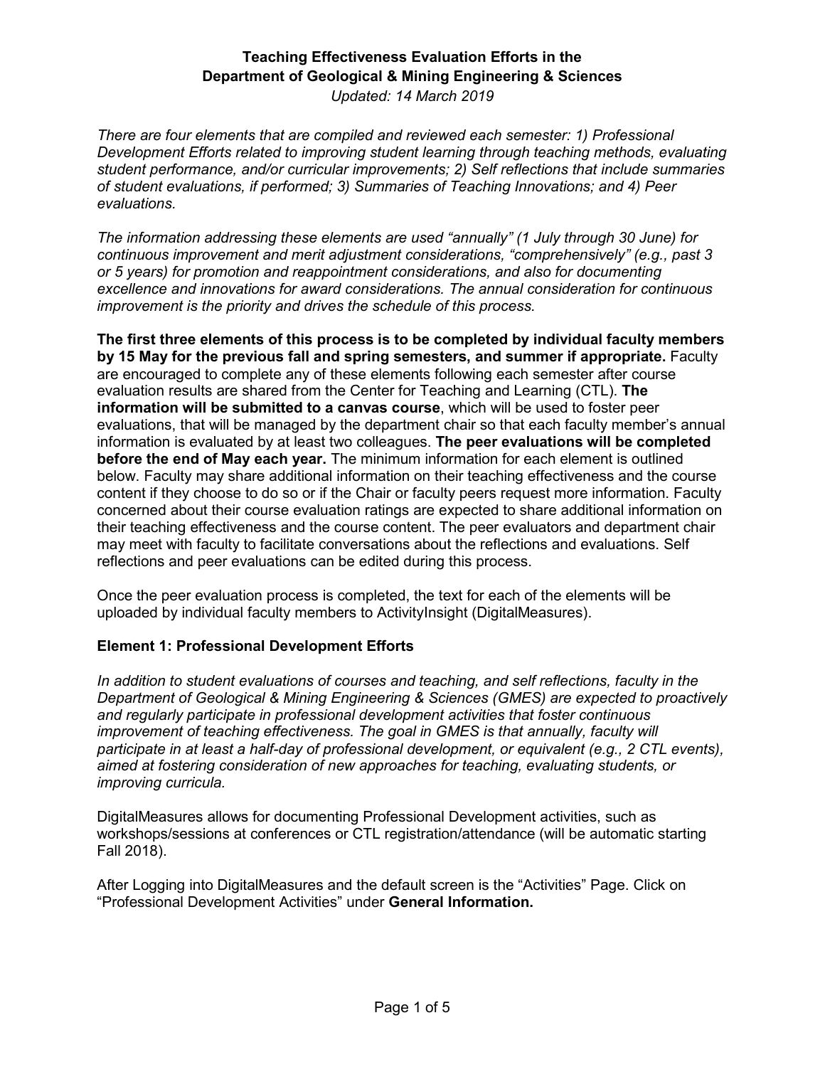**Teaching Effectiveness Evaluation Efforts in the Department of Geological & Mining Engineering & Sciences**

*Updated: 14 March 2019*

*There are four elements that are compiled and reviewed each semester: 1) Professional Development Efforts related to improving student learning through teaching methods, evaluating student performance, and/or curricular improvements; 2) Self reflections that include summaries of student evaluations, if performed; 3) Summaries of Teaching Innovations; and 4) Peer evaluations.*

*The information addressing these elements are used "annually" (1 July through 30 June) for continuous improvement and merit adjustment considerations, "comprehensively" (e.g., past 3 or 5 years) for promotion and reappointment considerations, and also for documenting excellence and innovations for award considerations. The annual consideration for continuous improvement is the priority and drives the schedule of this process.*

**The first three elements of this process is to be completed by individual faculty members by 15 May for the previous fall and spring semesters, and summer if appropriate.** Faculty are encouraged to complete any of these elements following each semester after course evaluation results are shared from the Center for Teaching and Learning (CTL). **The information will be submitted to a canvas course**, which will be used to foster peer evaluations, that will be managed by the department chair so that each faculty member's annual information is evaluated by at least two colleagues. **The peer evaluations will be completed before the end of May each year.** The minimum information for each element is outlined below. Faculty may share additional information on their teaching effectiveness and the course content if they choose to do so or if the Chair or faculty peers request more information. Faculty concerned about their course evaluation ratings are expected to share additional information on their teaching effectiveness and the course content. The peer evaluators and department chair may meet with faculty to facilitate conversations about the reflections and evaluations. Self reflections and peer evaluations can be edited during this process.

Once the peer evaluation process is completed, the text for each of the elements will be uploaded by individual faculty members to ActivityInsight (DigitalMeasures).

### Element 1: Professional Development Efforts

*In addition to student evaluations of courses and teaching, and self reflections, faculty in the Department of Geological & Mining Engineering & Sciences (GMES) are expected to proactively and regularly participate in professional development activities that foster continuous improvement of teaching effectiveness. The goal in GMES is that annually, faculty will participate in at least a half-day of professional development, or equivalent (e.g., 2 CTL events), aimed at fostering consideration of new approaches for teaching, evaluating students, or improving curricula.*

DigitalMeasures allows for documenting Professional Development activities, such as workshops/sessions at conferences or CTL registration/attendance (will be automatic starting Fall 2018).

After Logging into DigitalMeasures and the default screen is the "Activities" Page. Click on "Professional Development Activities" under **General Information.**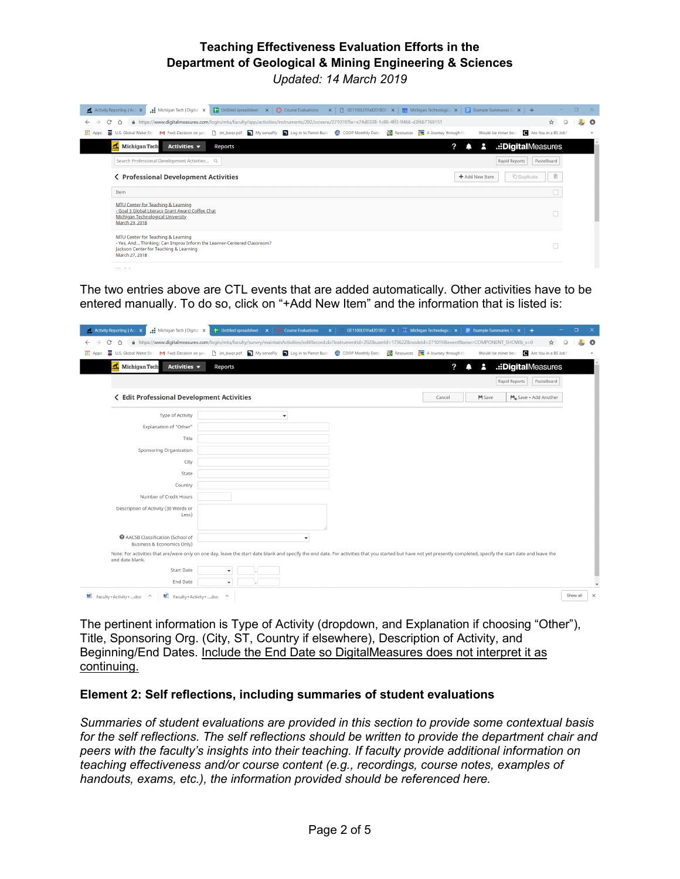# Teaching Effectiveness Evaluation Efforts in the Department of Geological & Mining Engineering & Sciences

*Updated: 14 March 2019*

The two entries above are CTL events that are added automatically. Other activities have to be entered manually. To do so, click on "+Add New Item" and the information that is listed is:

The pertinent information is Type of Activity (dropdown, and Explanation if choosing "Other"), Title, Sponsoring Org. (City, ST, Country if elsewhere), Description of Activity, and Beginning/End Dates. <u>Include the End Date so DigitalMeasures does not interpret it as continuing.</u>

## Element 2: Self reflections, including summaries of student evaluations

*Summaries of student evaluations are provided in this section to provide some contextual basis for the self reflections. The self reflections should be written to provide the department chair and peers with the faculty's insights into their teaching. If faculty provide additional information on teaching effectiveness and/or course content (e.g., recordings, course notes, examples of handouts, exams, etc.), the information provided should be referenced here.*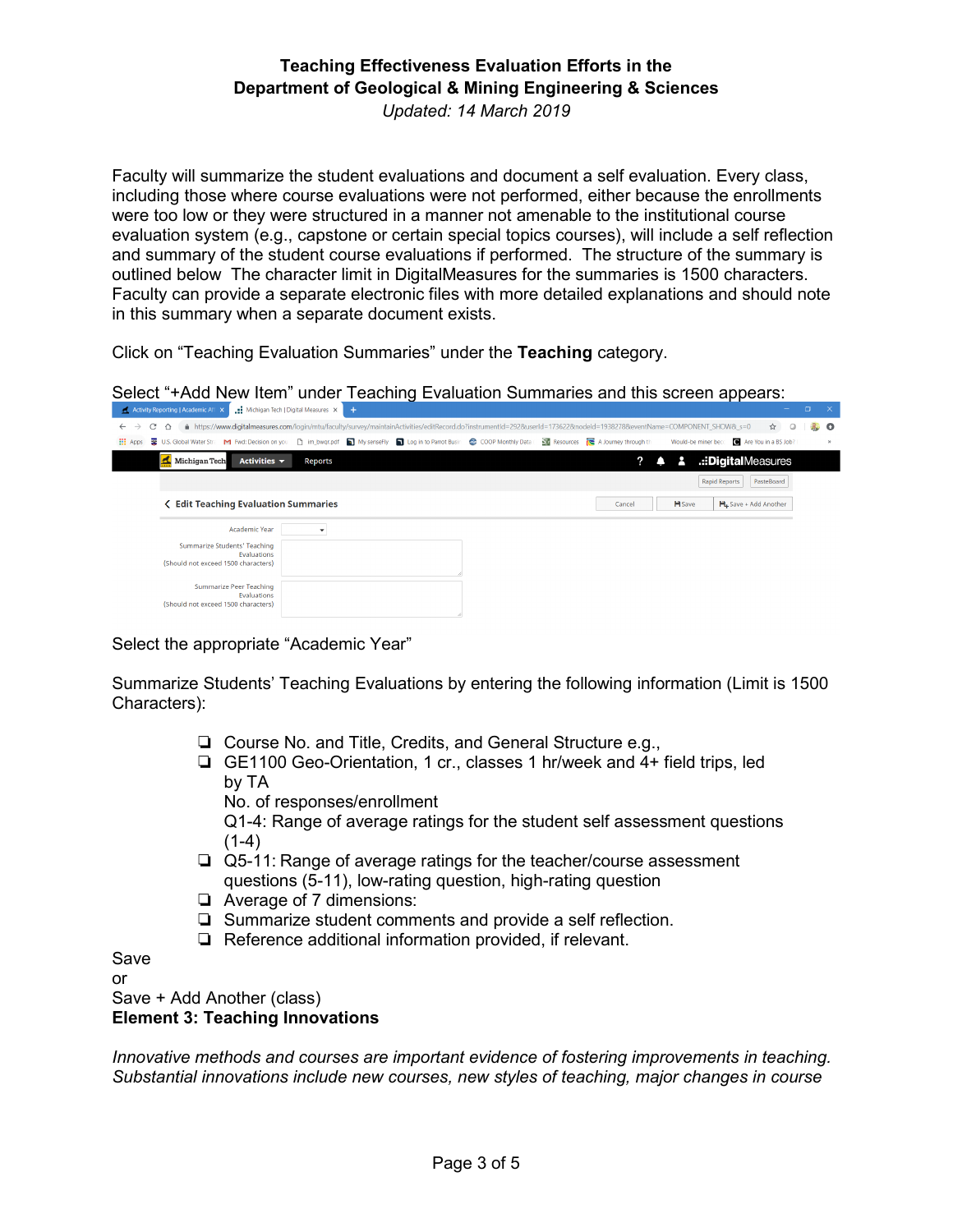**Teaching Effectiveness Evaluation Efforts in the Department of Geological & Mining Engineering & Sciences**

*Updated: 14 March 2019*

Faculty will summarize the student evaluations and document a self evaluation. Every class, including those where course evaluations were not performed, either because the enrollments were too low or they were structured in a manner not amenable to the institutional course evaluation system (e.g., capstone or certain special topics courses), will include a self reflection and summary of the student course evaluations if performed. The structure of the summary is outlined below The character limit in DigitalMeasures for the summaries is 1500 characters. Faculty can provide a separate electronic files with more detailed explanations and should note in this summary when a separate document exists.

Click on "Teaching Evaluation Summaries" under the **Teaching** category.

Select "+Add New Item" under Teaching Evaluation Summaries and this screen appears:

Select the appropriate "Academic Year"

Summarize Students' Teaching Evaluations by entering the following information (Limit is 1500 Characters):

- ❏ Course No. and Title, Credits, and General Structure e.g.,
- ❏ GE1100 Geo-Orientation, 1 cr., classes 1 hr/week and 4+ field trips, led by TA
  No. of responses/enrollment
  Q1-4: Range of average ratings for the student self assessment questions (1-4)
- ❏ Q5-11: Range of average ratings for the teacher/course assessment questions (5-11), low-rating question, high-rating question
- ❏ Average of 7 dimensions:
- ❏ Summarize student comments and provide a self reflection.
- ❏ Reference additional information provided, if relevant.

Save
or
Save + Add Another (class)

**Element 3: Teaching Innovations**

*Innovative methods and courses are important evidence of fostering improvements in teaching. Substantial innovations include new courses, new styles of teaching, major changes in course*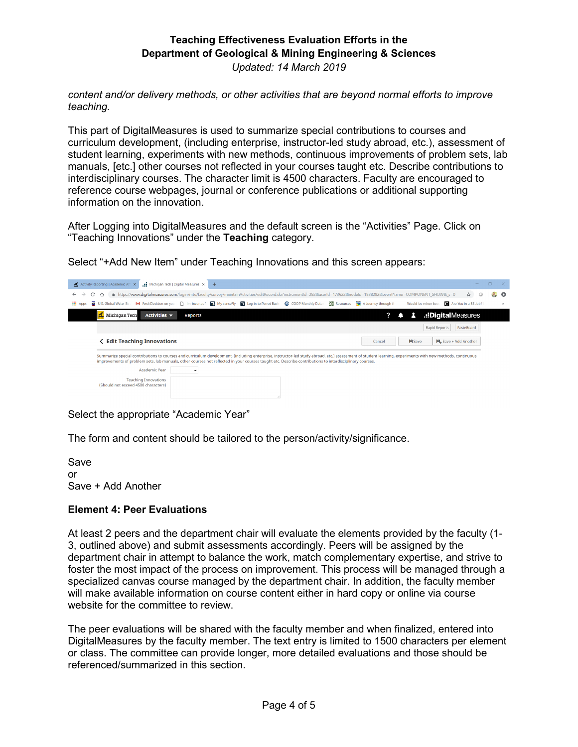*content and/or delivery methods, or other activities that are beyond normal efforts to improve teaching.*

This part of DigitalMeasures is used to summarize special contributions to courses and curriculum development, (including enterprise, instructor-led study abroad, etc.), assessment of student learning, experiments with new methods, continuous improvements of problem sets, lab manuals, [etc.] other courses not reflected in your courses taught etc. Describe contributions to interdisciplinary courses. The character limit is 4500 characters. Faculty are encouraged to reference course webpages, journal or conference publications or additional supporting information on the innovation.

After Logging into DigitalMeasures and the default screen is the “Activities” Page. Click on “Teaching Innovations” under the **Teaching** category.

Select “+Add New Item” under Teaching Innovations and this screen appears:

Select the appropriate “Academic Year”

The form and content should be tailored to the person/activity/significance.

Save
or
Save + Add Another

**Element 4: Peer Evaluations**

At least 2 peers and the department chair will evaluate the elements provided by the faculty (1-3, outlined above) and submit assessments accordingly. Peers will be assigned by the department chair in attempt to balance the work, match complementary expertise, and strive to foster the most impact of the process on improvement. This process will be managed through a specialized canvas course managed by the department chair. In addition, the faculty member will make available information on course content either in hard copy or online via course website for the committee to review.

The peer evaluations will be shared with the faculty member and when finalized, entered into DigitalMeasures by the faculty member. The text entry is limited to 1500 characters per element or class. The committee can provide longer, more detailed evaluations and those should be referenced/summarized in this section.